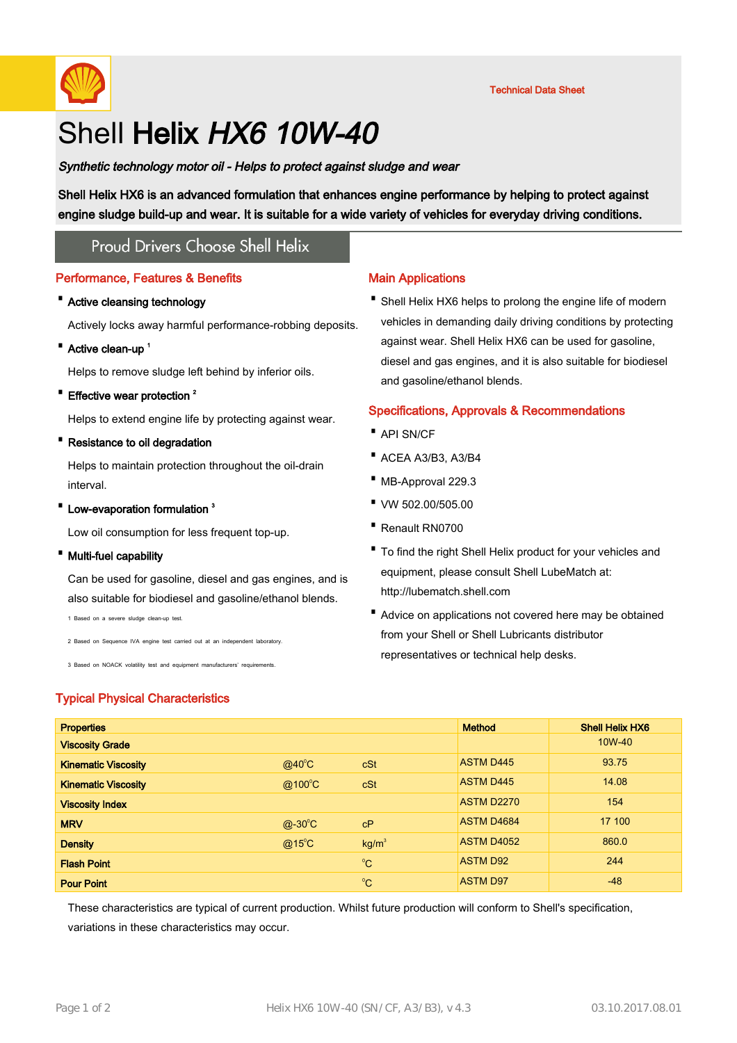Technical Data Sheet

# Shell **Helix** ***HX6 10W-40***

***Synthetic technology motor oil - Helps to protect against sludge and wear***

**Shell Helix HX6 is an advanced formulation that enhances engine performance by helping to protect against engine sludge build-up and wear. It is suitable for a wide variety of vehicles for everyday driving conditions.**

Proud Drivers Choose Shell Helix

## Performance, Features & Benefits

- **Active cleansing technology**

  Actively locks away harmful performance-robbing deposits.

- **Active clean-up** [1]

  Helps to remove sludge left behind by inferior oils.

- **Effective wear protection** [2]

  Helps to extend engine life by protecting against wear.

- **Resistance to oil degradation**

  Helps to maintain protection throughout the oil-drain interval.

- **Low-evaporation formulation** [3]

  Low oil consumption for less frequent top-up.

- **Multi-fuel capability**

  Can be used for gasoline, diesel and gas engines, and is also suitable for biodiesel and gasoline/ethanol blends.

1 Based on a severe sludge clean-up test.

2 Based on Sequence IVA engine test carried out at an independent laboratory.

3 Based on NOACK volatility test and equipment manufacturers' requirements.

## Main Applications

- Shell Helix HX6 helps to prolong the engine life of modern vehicles in demanding daily driving conditions by protecting against wear. Shell Helix HX6 can be used for gasoline, diesel and gas engines, and it is also suitable for biodiesel and gasoline/ethanol blends.

## Specifications, Approvals & Recommendations

- API SN/CF
- ACEA A3/B3, A3/B4
- MB-Approval 229.3
- VW 502.00/505.00
- Renault RN0700
- To find the right Shell Helix product for your vehicles and equipment, please consult Shell LubeMatch at: http://lubematch.shell.com
- Advice on applications not covered here may be obtained from your Shell or Shell Lubricants distributor representatives or technical help desks.

## Typical Physical Characteristics

| Properties | | | Method | Shell Helix HX6 |
|---|---|---|---|---|
| Viscosity Grade | | | | 10W-40 |
| Kinematic Viscosity | @40°C | cSt | ASTM D445 | 93.75 |
| Kinematic Viscosity | @100°C | cSt | ASTM D445 | 14.08 |
| Viscosity Index | | | ASTM D2270 | 154 |
| MRV | @-30°C | cP | ASTM D4684 | 17 100 |
| Density | @15°C | kg/m³ | ASTM D4052 | 860.0 |
| Flash Point | | °C | ASTM D92 | 244 |
| Pour Point | | °C | ASTM D97 | -48 |

These characteristics are typical of current production. Whilst future production will conform to Shell's specification, variations in these characteristics may occur.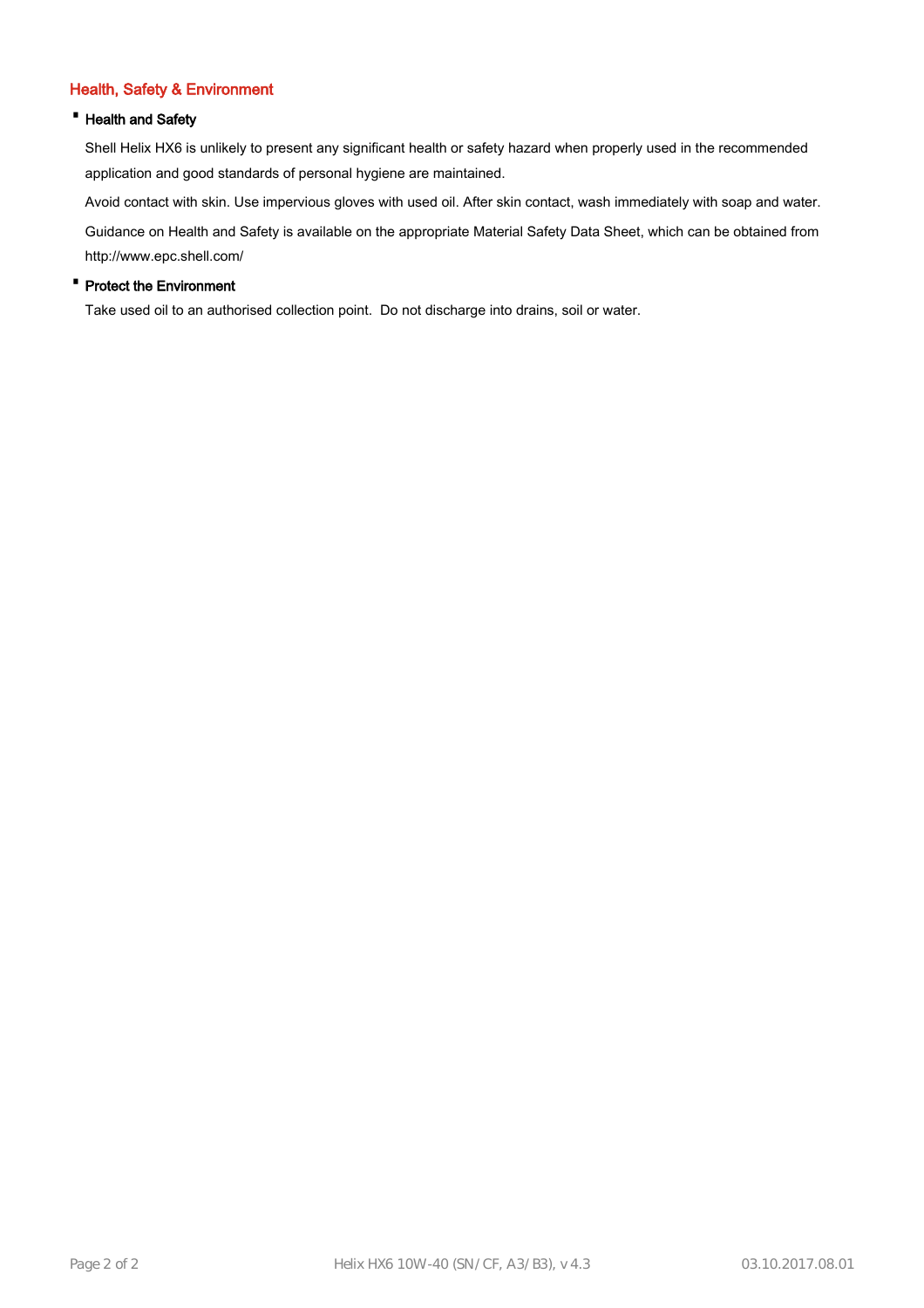## Health, Safety & Environment

- **Health and Safety**

  Shell Helix HX6 is unlikely to present any significant health or safety hazard when properly used in the recommended application and good standards of personal hygiene are maintained.

  Avoid contact with skin. Use impervious gloves with used oil. After skin contact, wash immediately with soap and water.

  Guidance on Health and Safety is available on the appropriate Material Safety Data Sheet, which can be obtained from http://www.epc.shell.com/

- **Protect the Environment**

  Take used oil to an authorised collection point. Do not discharge into drains, soil or water.